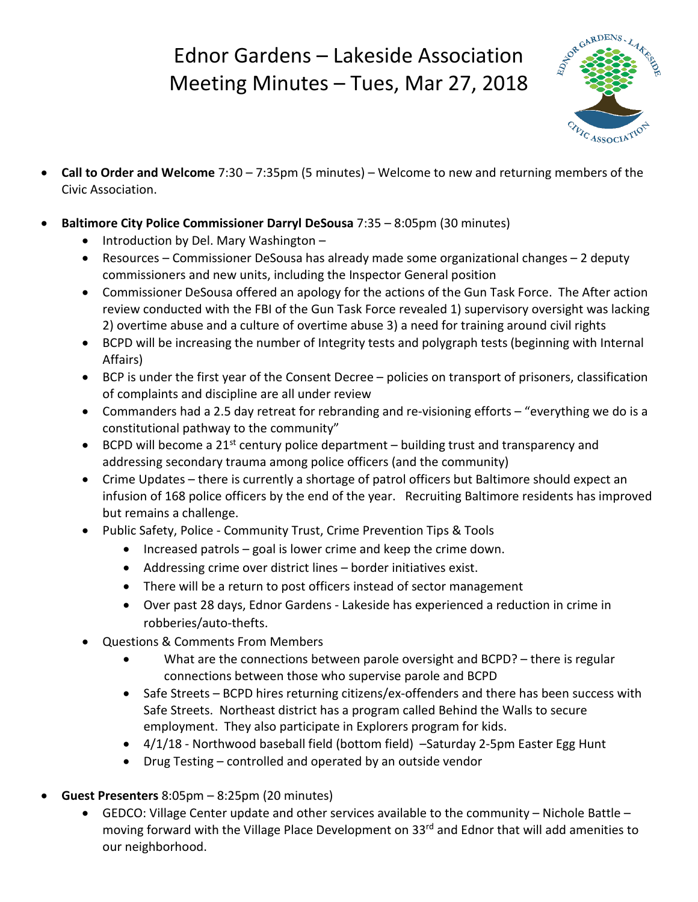# Ednor Gardens – Lakeside Association Meeting Minutes – Tues, Mar 27, 2018

- **Call to Order and Welcome** 7:30 – 7:35pm (5 minutes) – Welcome to new and returning members of the Civic Association.

- **Baltimore City Police Commissioner Darryl DeSousa** 7:35 – 8:05pm (30 minutes)
  - Introduction by Del. Mary Washington –
  - Resources – Commissioner DeSousa has already made some organizational changes – 2 deputy commissioners and new units, including the Inspector General position
  - Commissioner DeSousa offered an apology for the actions of the Gun Task Force. The After action review conducted with the FBI of the Gun Task Force revealed 1) supervisory oversight was lacking 2) overtime abuse and a culture of overtime abuse 3) a need for training around civil rights
  - BCPD will be increasing the number of Integrity tests and polygraph tests (beginning with Internal Affairs)
  - BCP is under the first year of the Consent Decree – policies on transport of prisoners, classification of complaints and discipline are all under review
  - Commanders had a 2.5 day retreat for rebranding and re-visioning efforts – "everything we do is a constitutional pathway to the community"
  - BCPD will become a 21st century police department – building trust and transparency and addressing secondary trauma among police officers (and the community)
  - Crime Updates – there is currently a shortage of patrol officers but Baltimore should expect an infusion of 168 police officers by the end of the year. Recruiting Baltimore residents has improved but remains a challenge.
  - Public Safety, Police - Community Trust, Crime Prevention Tips & Tools
    - Increased patrols – goal is lower crime and keep the crime down.
    - Addressing crime over district lines – border initiatives exist.
    - There will be a return to post officers instead of sector management
    - Over past 28 days, Ednor Gardens - Lakeside has experienced a reduction in crime in robberies/auto-thefts.
  - Questions & Comments From Members
    - What are the connections between parole oversight and BCPD? – there is regular connections between those who supervise parole and BCPD
    - Safe Streets – BCPD hires returning citizens/ex-offenders and there has been success with Safe Streets. Northeast district has a program called Behind the Walls to secure employment. They also participate in Explorers program for kids.
    - 4/1/18 - Northwood baseball field (bottom field) –Saturday 2-5pm Easter Egg Hunt
    - Drug Testing – controlled and operated by an outside vendor

- **Guest Presenters** 8:05pm – 8:25pm (20 minutes)
  - GEDCO: Village Center update and other services available to the community – Nichole Battle – moving forward with the Village Place Development on 33rd and Ednor that will add amenities to our neighborhood.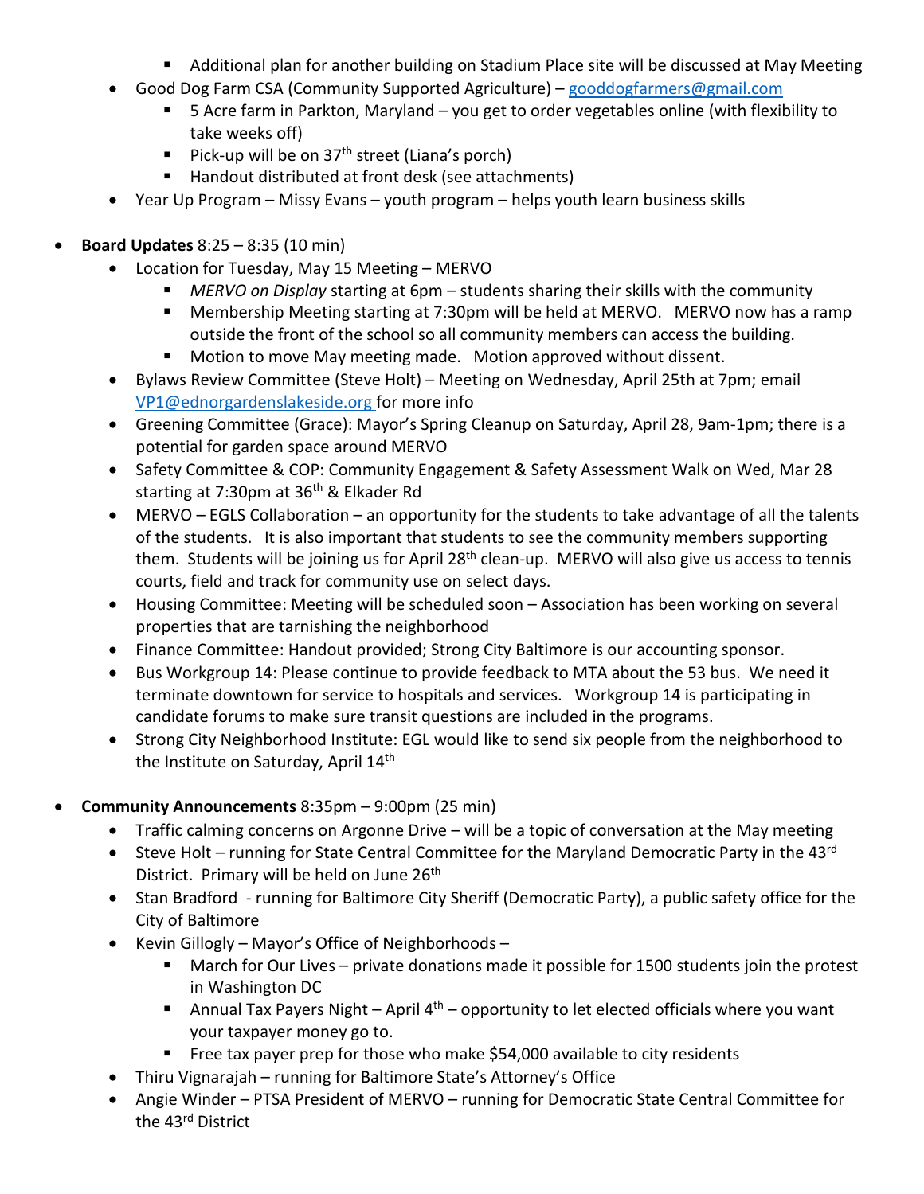- Additional plan for another building on Stadium Place site will be discussed at May Meeting
  - Good Dog Farm CSA (Community Supported Agriculture) – gooddogfarmers@gmail.com
    - 5 Acre farm in Parkton, Maryland – you get to order vegetables online (with flexibility to take weeks off)
    - Pick-up will be on 37th street (Liana's porch)
    - Handout distributed at front desk (see attachments)
  - Year Up Program – Missy Evans – youth program – helps youth learn business skills

- **Board Updates** 8:25 – 8:35 (10 min)
  - Location for Tuesday, May 15 Meeting – MERVO
    - *MERVO on Display* starting at 6pm – students sharing their skills with the community
    - Membership Meeting starting at 7:30pm will be held at MERVO. MERVO now has a ramp outside the front of the school so all community members can access the building.
    - Motion to move May meeting made. Motion approved without dissent.
  - Bylaws Review Committee (Steve Holt) – Meeting on Wednesday, April 25th at 7pm; email VP1@ednorgardenslakeside.org for more info
  - Greening Committee (Grace): Mayor's Spring Cleanup on Saturday, April 28, 9am-1pm; there is a potential for garden space around MERVO
  - Safety Committee & COP: Community Engagement & Safety Assessment Walk on Wed, Mar 28 starting at 7:30pm at 36th & Elkader Rd
  - MERVO – EGLS Collaboration – an opportunity for the students to take advantage of all the talents of the students. It is also important that students to see the community members supporting them. Students will be joining us for April 28th clean-up. MERVO will also give us access to tennis courts, field and track for community use on select days.
  - Housing Committee: Meeting will be scheduled soon – Association has been working on several properties that are tarnishing the neighborhood
  - Finance Committee: Handout provided; Strong City Baltimore is our accounting sponsor.
  - Bus Workgroup 14: Please continue to provide feedback to MTA about the 53 bus. We need it terminate downtown for service to hospitals and services. Workgroup 14 is participating in candidate forums to make sure transit questions are included in the programs.
  - Strong City Neighborhood Institute: EGL would like to send six people from the neighborhood to the Institute on Saturday, April 14th

- **Community Announcements** 8:35pm – 9:00pm (25 min)
  - Traffic calming concerns on Argonne Drive – will be a topic of conversation at the May meeting
  - Steve Holt – running for State Central Committee for the Maryland Democratic Party in the 43rd District. Primary will be held on June 26th
  - Stan Bradford - running for Baltimore City Sheriff (Democratic Party), a public safety office for the City of Baltimore
  - Kevin Gillogly – Mayor's Office of Neighborhoods –
    - March for Our Lives – private donations made it possible for 1500 students join the protest in Washington DC
    - Annual Tax Payers Night – April 4th – opportunity to let elected officials where you want your taxpayer money go to.
    - Free tax payer prep for those who make $54,000 available to city residents
  - Thiru Vignarajah – running for Baltimore State's Attorney's Office
  - Angie Winder – PTSA President of MERVO – running for Democratic State Central Committee for the 43rd District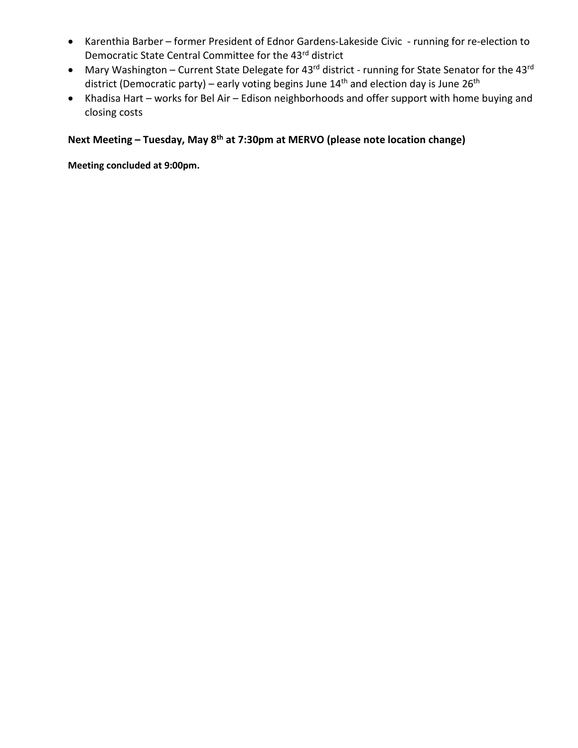- Karenthia Barber – former President of Ednor Gardens-Lakeside Civic - running for re-election to Democratic State Central Committee for the 43rd district
- Mary Washington – Current State Delegate for 43rd district - running for State Senator for the 43rd district (Democratic party) – early voting begins June 14th and election day is June 26th
- Khadisa Hart – works for Bel Air – Edison neighborhoods and offer support with home buying and closing costs

**Next Meeting – Tuesday, May 8th at 7:30pm at MERVO (please note location change)**

**Meeting concluded at 9:00pm.**